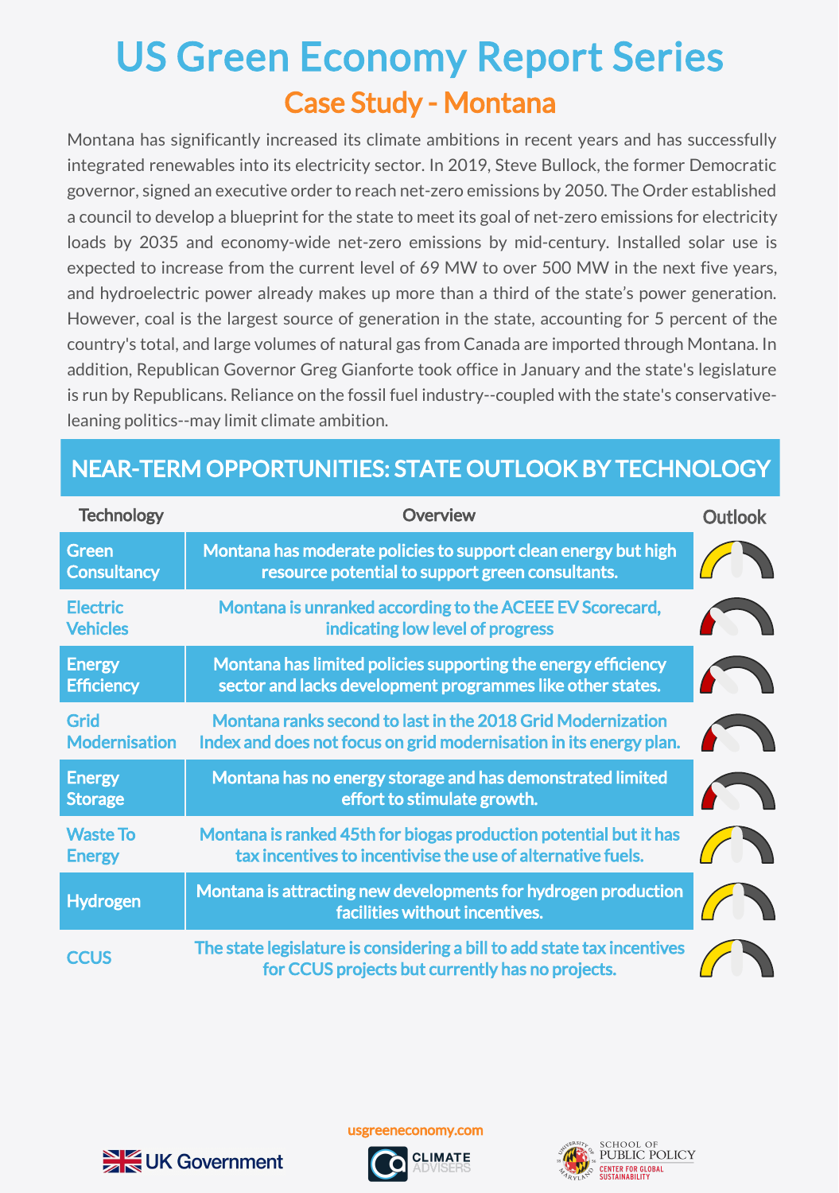# US Green Economy Report Series

## Case Study - Montana

Montana has significantly increased its climate ambitions in recent years and has successfully integrated renewables into its electricity sector. In 2019, Steve Bullock, the former Democratic governor, signed an executive order to reach net-zero emissions by 2050. The Order established a council to develop a blueprint for the state to meet its goal of net-zero emissions for electricity loads by 2035 and economy-wide net-zero emissions by mid-century. Installed solar use is expected to increase from the current level of 69 MW to over 500 MW in the next five years, and hydroelectric power already makes up more than a third of the state's power generation. However, coal is the largest source of generation in the state, accounting for 5 percent of the country's total, and large volumes of natural gas from Canada are imported through Montana. In addition, Republican Governor Greg Gianforte took office in January and the state's legislature is run by Republicans. Reliance on the fossil fuel industry--coupled with the state's conservative-leaning politics--may limit climate ambition.

## NEAR-TERM OPPORTUNITIES: STATE OUTLOOK BY TECHNOLOGY

| Technology | Overview | Outlook |
|---|---|---|
| Green Consultancy | Montana has moderate policies to support clean energy but high resource potential to support green consultants. | |
| Electric Vehicles | Montana is unranked according to the ACEEE EV Scorecard, indicating low level of progress | |
| Energy Efficiency | Montana has limited policies supporting the energy efficiency sector and lacks development programmes like other states. | |
| Grid Modernisation | Montana ranks second to last in the 2018 Grid Modernization Index and does not focus on grid modernisation in its energy plan. | |
| Energy Storage | Montana has no energy storage and has demonstrated limited effort to stimulate growth. | |
| Waste To Energy | Montana is ranked 45th for biogas production potential but it has tax incentives to incentivise the use of alternative fuels. | |
| Hydrogen | Montana is attracting new developments for hydrogen production facilities without incentives. | |
| CCUS | The state legislature is considering a bill to add state tax incentives for CCUS projects but currently has no projects. | |

usgreeneconomy.com

UK Government

CLIMATE ADVISERS

SCHOOL OF PUBLIC POLICY CENTER FOR GLOBAL SUSTAINABILITY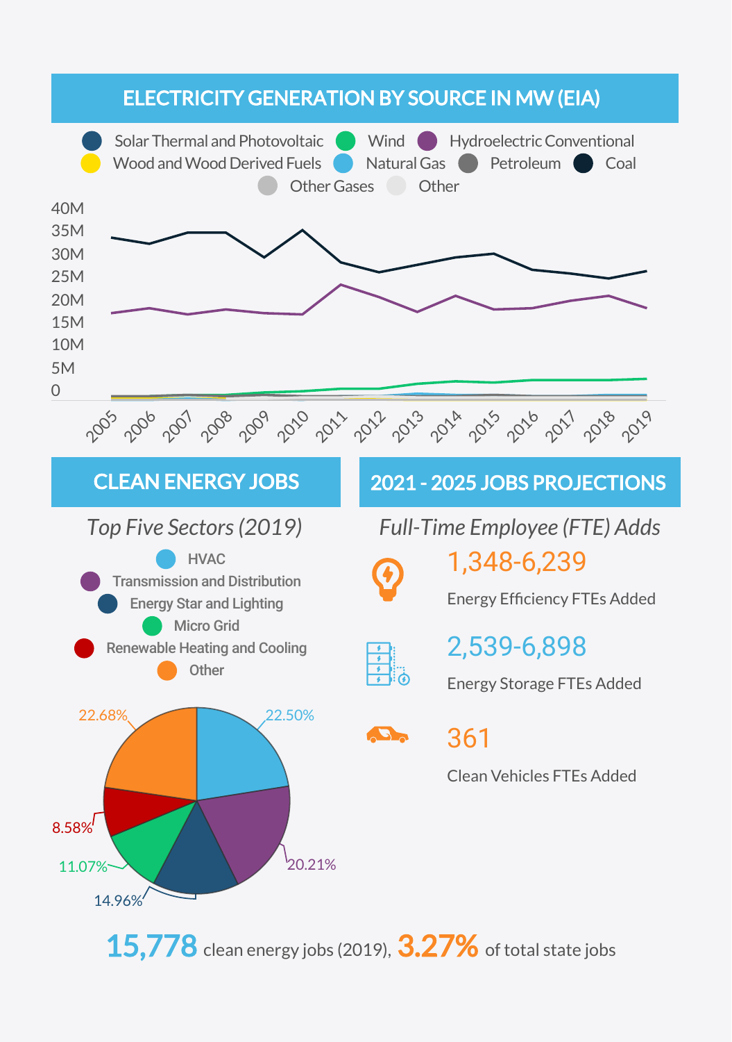## ELECTRICITY GENERATION BY SOURCE IN MW (EIA)

Solar Thermal and Photovoltaic
Wind
Hydroelectric Conventional
Wood and Wood Derived Fuels
Natural Gas
Petroleum
Coal
Other Gases
Other

40M
35M
30M
25M
20M
15M
10M
5M
0

2005 2006 2007 2008 2009 2010 2011 2012 2013 2014 2015 2016 2017 2018 2019

## CLEAN ENERGY JOBS

*Top Five Sectors (2019)*

HVAC
Transmission and Distribution
Energy Star and Lighting
Micro Grid
Renewable Heating and Cooling
Other

22.68%
22.50%
8.58%
20.21%
11.07%
14.96%

## 2021 - 2025 JOBS PROJECTIONS

*Full-Time Employee (FTE) Adds*

**1,348-6,239**

Energy Efficiency FTEs Added

**2,539-6,898**

Energy Storage FTEs Added

**361**

Clean Vehicles FTEs Added

**15,778** clean energy jobs (2019), **3.27%** of total state jobs